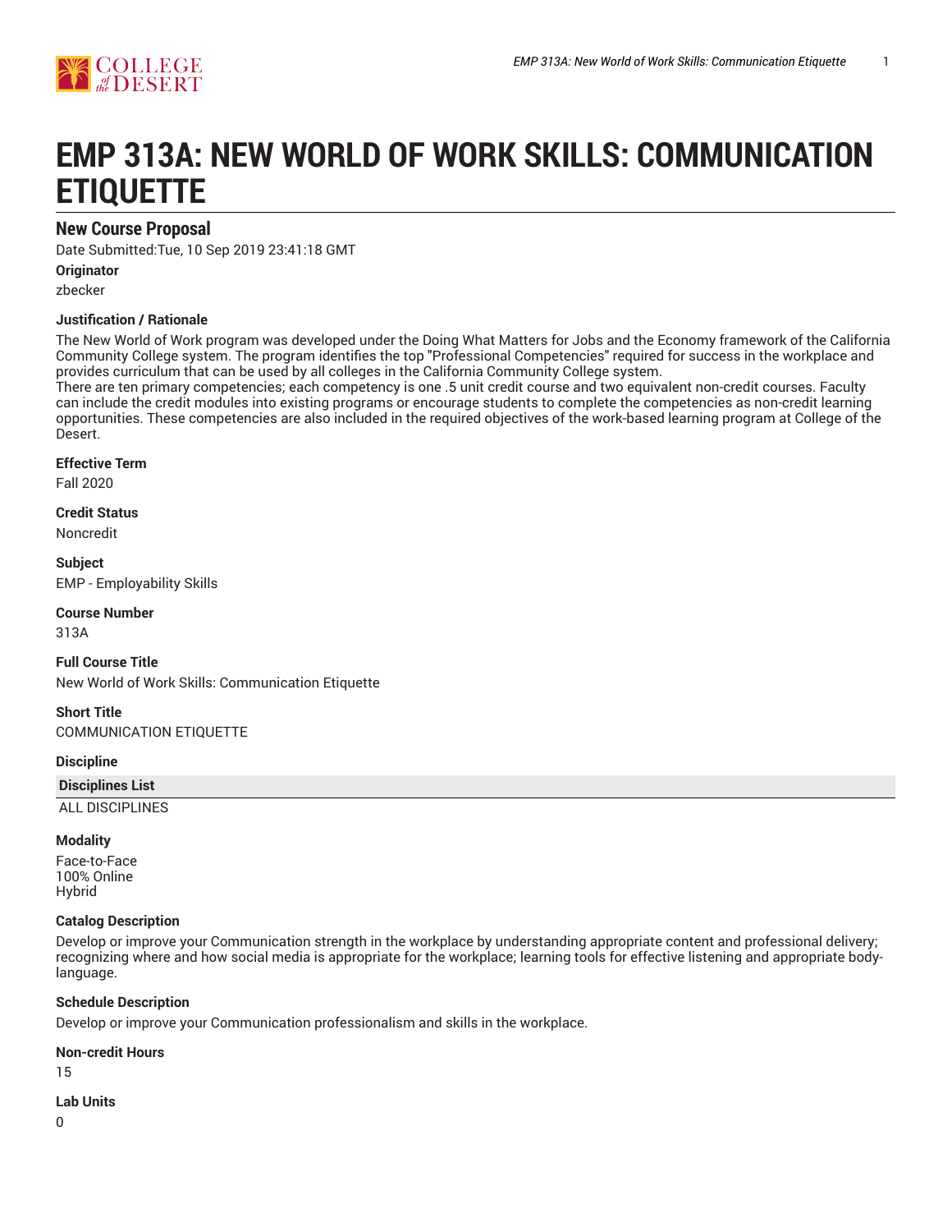# EMP 313A: NEW WORLD OF WORK SKILLS: COMMUNICATION ETIQUETTE

## New Course Proposal

Date Submitted:Tue, 10 Sep 2019 23:41:18 GMT

**Originator**

zbecker

**Justification / Rationale**

The New World of Work program was developed under the Doing What Matters for Jobs and the Economy framework of the California Community College system. The program identifies the top "Professional Competencies" required for success in the workplace and provides curriculum that can be used by all colleges in the California Community College system.
There are ten primary competencies; each competency is one .5 unit credit course and two equivalent non-credit courses. Faculty can include the credit modules into existing programs or encourage students to complete the competencies as non-credit learning opportunities. These competencies are also included in the required objectives of the work-based learning program at College of the Desert.

**Effective Term**

Fall 2020

**Credit Status**

Noncredit

**Subject**

EMP - Employability Skills

**Course Number**

313A

**Full Course Title**

New World of Work Skills: Communication Etiquette

**Short Title**

COMMUNICATION ETIQUETTE

**Discipline**

| Disciplines List |
|---|
| ALL DISCIPLINES |

**Modality**

Face-to-Face
100% Online
Hybrid

**Catalog Description**

Develop or improve your Communication strength in the workplace by understanding appropriate content and professional delivery; recognizing where and how social media is appropriate for the workplace; learning tools for effective listening and appropriate body-language.

**Schedule Description**

Develop or improve your Communication professionalism and skills in the workplace.

**Non-credit Hours**

15

**Lab Units**

0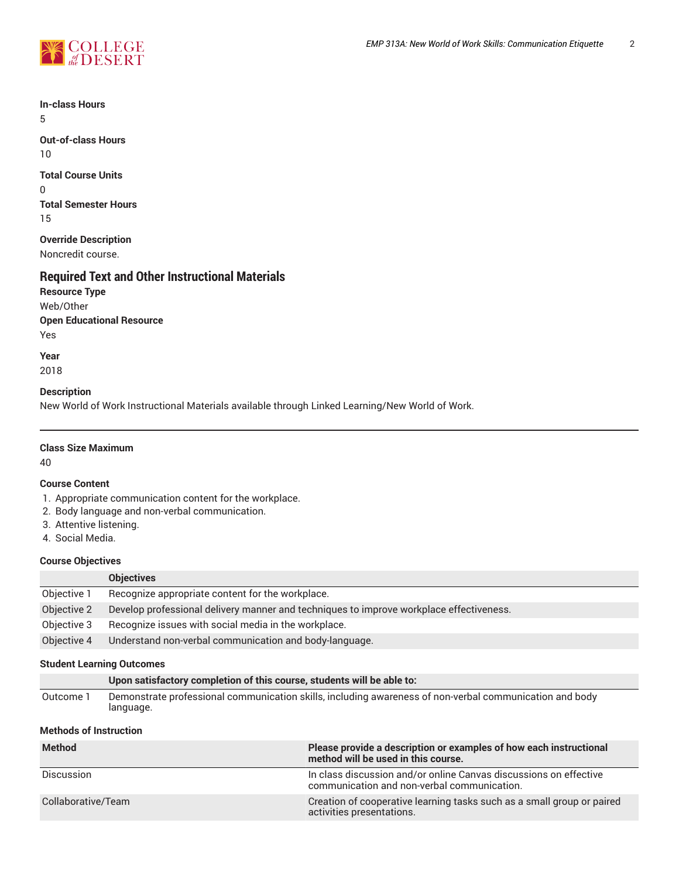**In-class Hours**

5

**Out-of-class Hours**

10

**Total Course Units**

0

**Total Semester Hours**

15

**Override Description**

Noncredit course.

## Required Text and Other Instructional Materials

**Resource Type**

Web/Other

**Open Educational Resource**

Yes

**Year**

2018

**Description**

New World of Work Instructional Materials available through Linked Learning/New World of Work.

---

**Class Size Maximum**

40

**Course Content**

1. Appropriate communication content for the workplace.
2. Body language and non-verbal communication.
3. Attentive listening.
4. Social Media.

**Course Objectives**

| | Objectives |
|---|---|
| Objective 1 | Recognize appropriate content for the workplace. |
| Objective 2 | Develop professional delivery manner and techniques to improve workplace effectiveness. |
| Objective 3 | Recognize issues with social media in the workplace. |
| Objective 4 | Understand non-verbal communication and body-language. |

**Student Learning Outcomes**

| | Upon satisfactory completion of this course, students will be able to: |
|---|---|
| Outcome 1 | Demonstrate professional communication skills, including awareness of non-verbal communication and body language. |

**Methods of Instruction**

| Method | Please provide a description or examples of how each instructional method will be used in this course. |
|---|---|
| Discussion | In class discussion and/or online Canvas discussions on effective communication and non-verbal communication. |
| Collaborative/Team | Creation of cooperative learning tasks such as a small group or paired activities presentations. |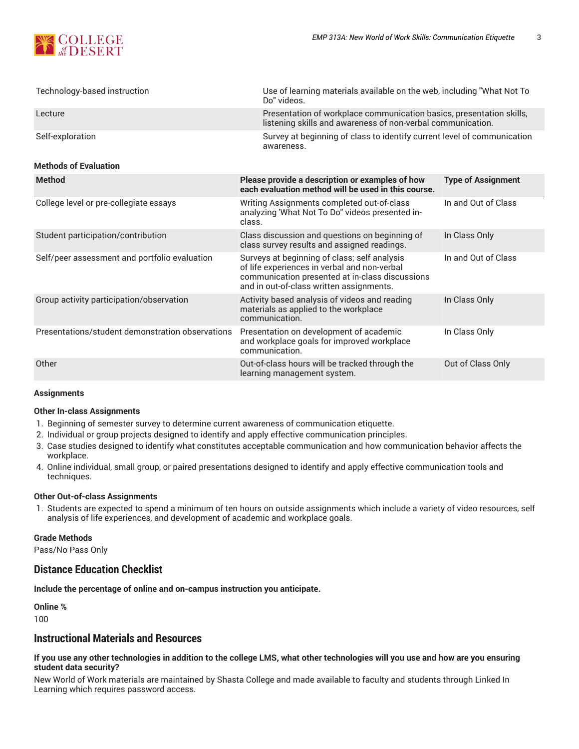| | |
|---|---|
| Technology-based instruction | Use of learning materials available on the web, including "What Not To Do" videos. |
| Lecture | Presentation of workplace communication basics, presentation skills, listening skills and awareness of non-verbal communication. |
| Self-exploration | Survey at beginning of class to identify current level of communication awareness. |

#### Methods of Evaluation

| Method | Please provide a description or examples of how each evaluation method will be used in this course. | Type of Assignment |
|---|---|---|
| College level or pre-collegiate essays | Writing Assignments completed out-of-class analyzing 'What Not To Do" videos presented in-class. | In and Out of Class |
| Student participation/contribution | Class discussion and questions on beginning of class survey results and assigned readings. | In Class Only |
| Self/peer assessment and portfolio evaluation | Surveys at beginning of class; self analysis of life experiences in verbal and non-verbal communication presented at in-class discussions and in out-of-class written assignments. | In and Out of Class |
| Group activity participation/observation | Activity based analysis of videos and reading materials as applied to the workplace communication. | In Class Only |
| Presentations/student demonstration observations | Presentation on development of academic and workplace goals for improved workplace communication. | In Class Only |
| Other | Out-of-class hours will be tracked through the learning management system. | Out of Class Only |

#### Assignments

**Other In-class Assignments**

1. Beginning of semester survey to determine current awareness of communication etiquette.
2. Individual or group projects designed to identify and apply effective communication principles.
3. Case studies designed to identify what constitutes acceptable communication and how communication behavior affects the workplace.
4. Online individual, small group, or paired presentations designed to identify and apply effective communication tools and techniques.

**Other Out-of-class Assignments**

1. Students are expected to spend a minimum of ten hours on outside assignments which include a variety of video resources, self analysis of life experiences, and development of academic and workplace goals.

**Grade Methods**

Pass/No Pass Only

## Distance Education Checklist

**Include the percentage of online and on-campus instruction you anticipate.**

**Online %**

100

## Instructional Materials and Resources

**If you use any other technologies in addition to the college LMS, what other technologies will you use and how are you ensuring student data security?**

New World of Work materials are maintained by Shasta College and made available to faculty and students through Linked In Learning which requires password access.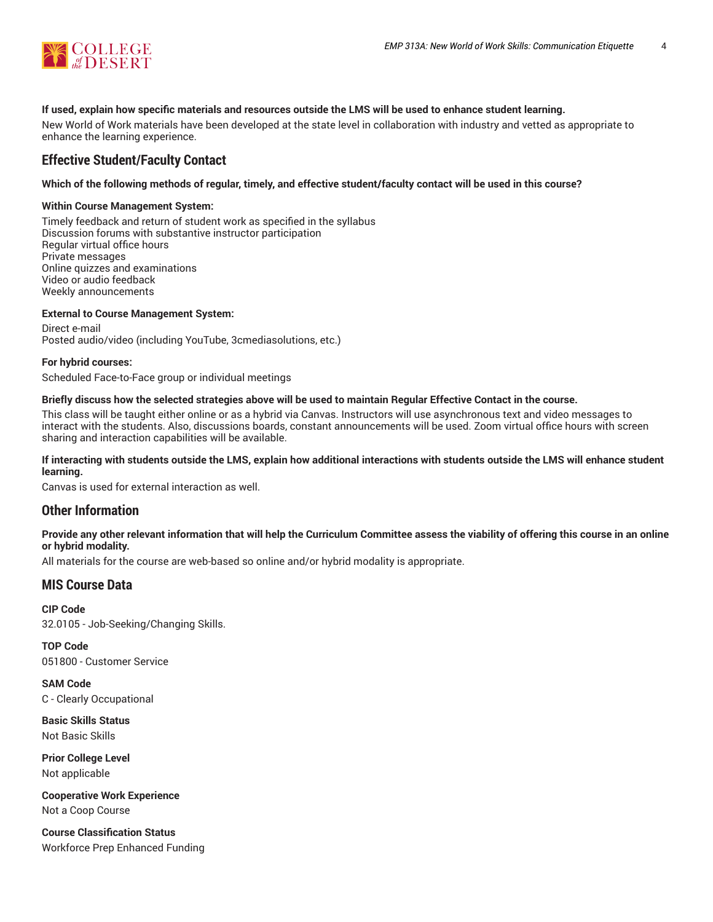**If used, explain how specific materials and resources outside the LMS will be used to enhance student learning.**

New World of Work materials have been developed at the state level in collaboration with industry and vetted as appropriate to enhance the learning experience.

## Effective Student/Faculty Contact

**Which of the following methods of regular, timely, and effective student/faculty contact will be used in this course?**

**Within Course Management System:**

Timely feedback and return of student work as specified in the syllabus
Discussion forums with substantive instructor participation
Regular virtual office hours
Private messages
Online quizzes and examinations
Video or audio feedback
Weekly announcements

**External to Course Management System:**

Direct e-mail
Posted audio/video (including YouTube, 3cmediasolutions, etc.)

**For hybrid courses:**

Scheduled Face-to-Face group or individual meetings

**Briefly discuss how the selected strategies above will be used to maintain Regular Effective Contact in the course.**

This class will be taught either online or as a hybrid via Canvas. Instructors will use asynchronous text and video messages to interact with the students. Also, discussions boards, constant announcements will be used. Zoom virtual office hours with screen sharing and interaction capabilities will be available.

**If interacting with students outside the LMS, explain how additional interactions with students outside the LMS will enhance student learning.**

Canvas is used for external interaction as well.

## Other Information

**Provide any other relevant information that will help the Curriculum Committee assess the viability of offering this course in an online or hybrid modality.**

All materials for the course are web-based so online and/or hybrid modality is appropriate.

## MIS Course Data

**CIP Code**
32.0105 - Job-Seeking/Changing Skills.

**TOP Code**
051800 - Customer Service

**SAM Code**
C - Clearly Occupational

**Basic Skills Status**
Not Basic Skills

**Prior College Level**
Not applicable

**Cooperative Work Experience**
Not a Coop Course

**Course Classification Status**
Workforce Prep Enhanced Funding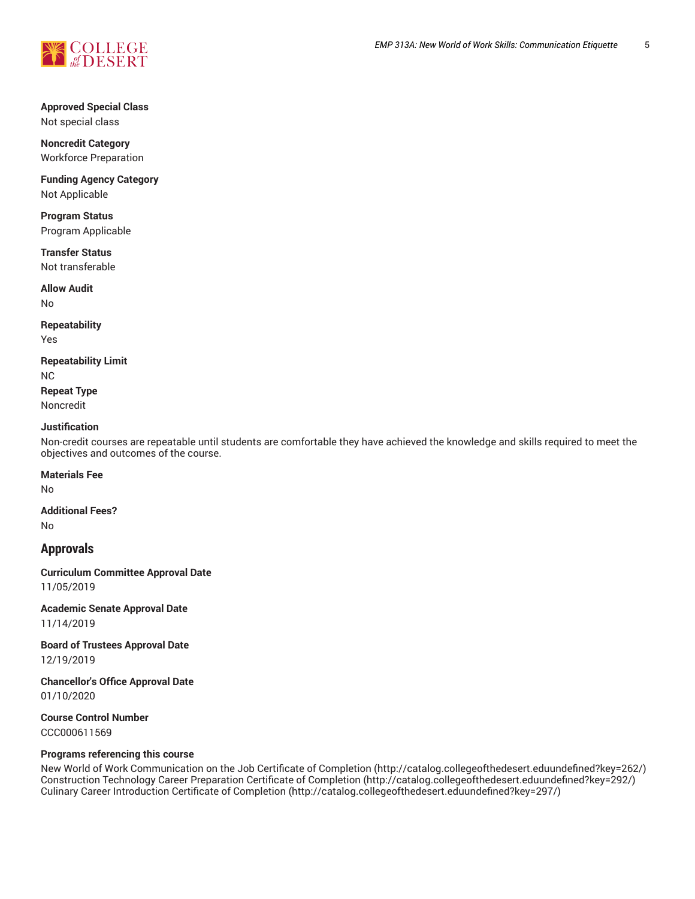**Approved Special Class**
Not special class

**Noncredit Category**
Workforce Preparation

**Funding Agency Category**
Not Applicable

**Program Status**
Program Applicable

**Transfer Status**
Not transferable

**Allow Audit**
No

**Repeatability**
Yes

**Repeatability Limit**
NC

**Repeat Type**
Noncredit

**Justification**
Non-credit courses are repeatable until students are comfortable they have achieved the knowledge and skills required to meet the objectives and outcomes of the course.

**Materials Fee**
No

**Additional Fees?**
No

## Approvals

**Curriculum Committee Approval Date**
11/05/2019

**Academic Senate Approval Date**
11/14/2019

**Board of Trustees Approval Date**
12/19/2019

**Chancellor's Office Approval Date**
01/10/2020

**Course Control Number**
CCC000611569

**Programs referencing this course**
New World of Work Communication on the Job Certificate of Completion (http://catalog.collegeofthedesert.eduundefined?key=262/)
Construction Technology Career Preparation Certificate of Completion (http://catalog.collegeofthedesert.eduundefined?key=292/)
Culinary Career Introduction Certificate of Completion (http://catalog.collegeofthedesert.eduundefined?key=297/)